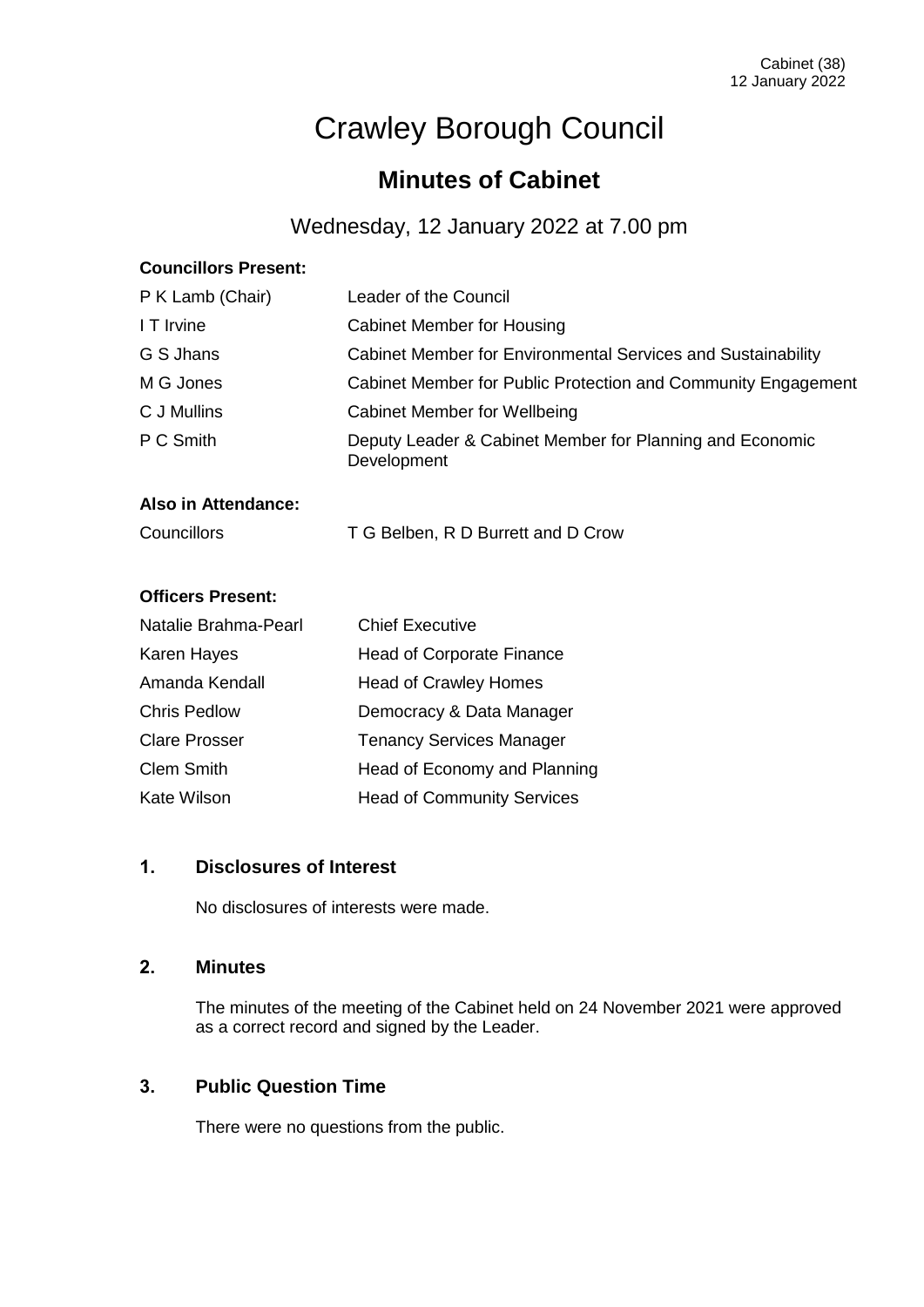# Crawley Borough Council

## Minutes of Cabinet

Wednesday, 12 January 2022 at 7.00 pm

**Councillors Present:**

| | |
|---|---|
| P K Lamb (Chair) | Leader of the Council |
| I T Irvine | Cabinet Member for Housing |
| G S Jhans | Cabinet Member for Environmental Services and Sustainability |
| M G Jones | Cabinet Member for Public Protection and Community Engagement |
| C J Mullins | Cabinet Member for Wellbeing |
| P C Smith | Deputy Leader & Cabinet Member for Planning and Economic Development |

**Also in Attendance:**

| | |
|---|---|
| Councillors | T G Belben, R D Burrett and D Crow |

**Officers Present:**

| | |
|---|---|
| Natalie Brahma-Pearl | Chief Executive |
| Karen Hayes | Head of Corporate Finance |
| Amanda Kendall | Head of Crawley Homes |
| Chris Pedlow | Democracy & Data Manager |
| Clare Prosser | Tenancy Services Manager |
| Clem Smith | Head of Economy and Planning |
| Kate Wilson | Head of Community Services |

### 1. Disclosures of Interest

No disclosures of interests were made.

### 2. Minutes

The minutes of the meeting of the Cabinet held on 24 November 2021 were approved as a correct record and signed by the Leader.

### 3. Public Question Time

There were no questions from the public.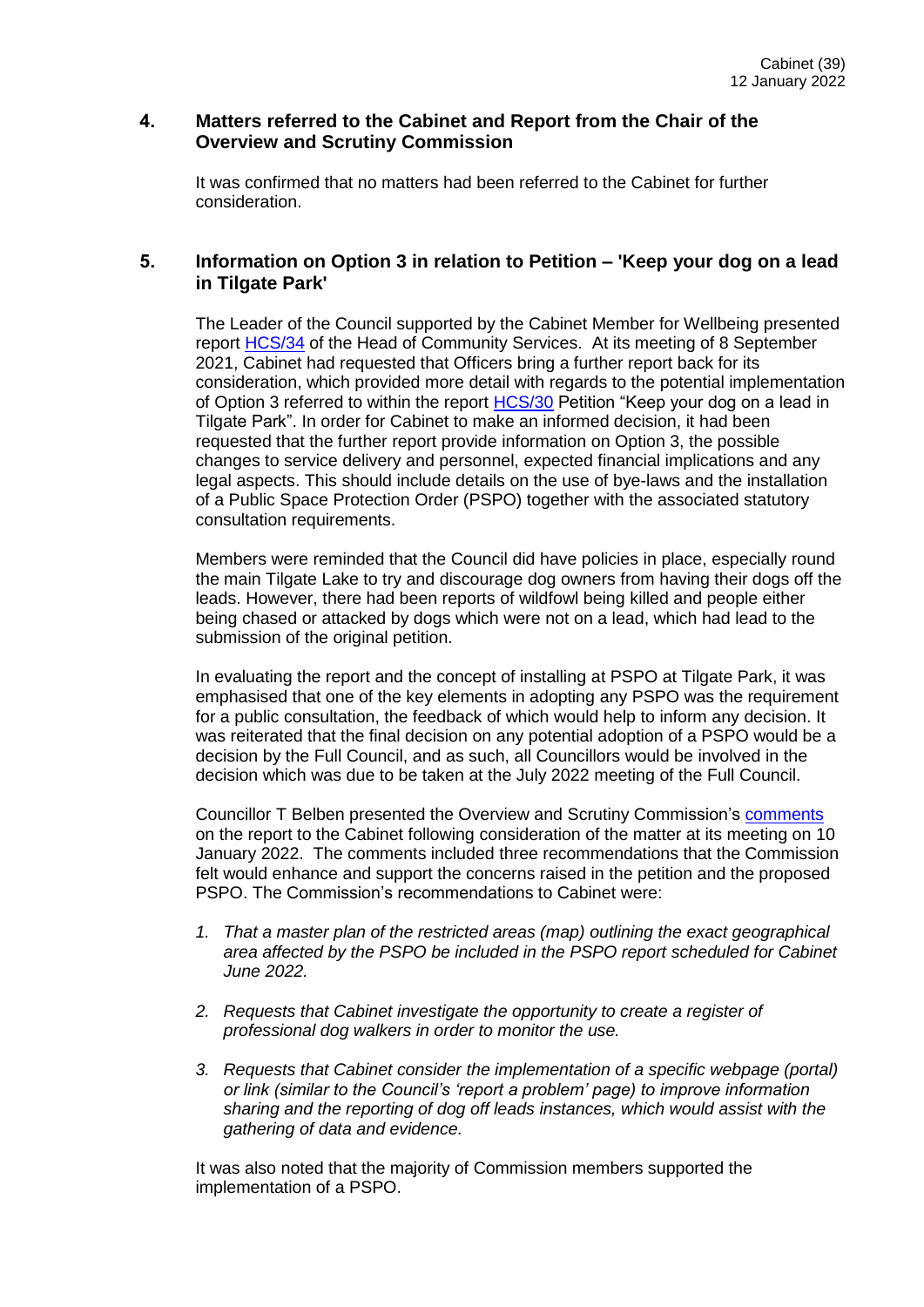## 4. Matters referred to the Cabinet and Report from the Chair of the Overview and Scrutiny Commission

It was confirmed that no matters had been referred to the Cabinet for further consideration.

## 5. Information on Option 3 in relation to Petition – 'Keep your dog on a lead in Tilgate Park'

The Leader of the Council supported by the Cabinet Member for Wellbeing presented report HCS/34 of the Head of Community Services. At its meeting of 8 September 2021, Cabinet had requested that Officers bring a further report back for its consideration, which provided more detail with regards to the potential implementation of Option 3 referred to within the report HCS/30 Petition "Keep your dog on a lead in Tilgate Park". In order for Cabinet to make an informed decision, it had been requested that the further report provide information on Option 3, the possible changes to service delivery and personnel, expected financial implications and any legal aspects. This should include details on the use of bye-laws and the installation of a Public Space Protection Order (PSPO) together with the associated statutory consultation requirements.

Members were reminded that the Council did have policies in place, especially round the main Tilgate Lake to try and discourage dog owners from having their dogs off the leads. However, there had been reports of wildfowl being killed and people either being chased or attacked by dogs which were not on a lead, which had lead to the submission of the original petition.

In evaluating the report and the concept of installing at PSPO at Tilgate Park, it was emphasised that one of the key elements in adopting any PSPO was the requirement for a public consultation, the feedback of which would help to inform any decision. It was reiterated that the final decision on any potential adoption of a PSPO would be a decision by the Full Council, and as such, all Councillors would be involved in the decision which was due to be taken at the July 2022 meeting of the Full Council.

Councillor T Belben presented the Overview and Scrutiny Commission's comments on the report to the Cabinet following consideration of the matter at its meeting on 10 January 2022. The comments included three recommendations that the Commission felt would enhance and support the concerns raised in the petition and the proposed PSPO. The Commission's recommendations to Cabinet were:

1. *That a master plan of the restricted areas (map) outlining the exact geographical area affected by the PSPO be included in the PSPO report scheduled for Cabinet June 2022.*

2. *Requests that Cabinet investigate the opportunity to create a register of professional dog walkers in order to monitor the use.*

3. *Requests that Cabinet consider the implementation of a specific webpage (portal) or link (similar to the Council's 'report a problem' page) to improve information sharing and the reporting of dog off leads instances, which would assist with the gathering of data and evidence.*

It was also noted that the majority of Commission members supported the implementation of a PSPO.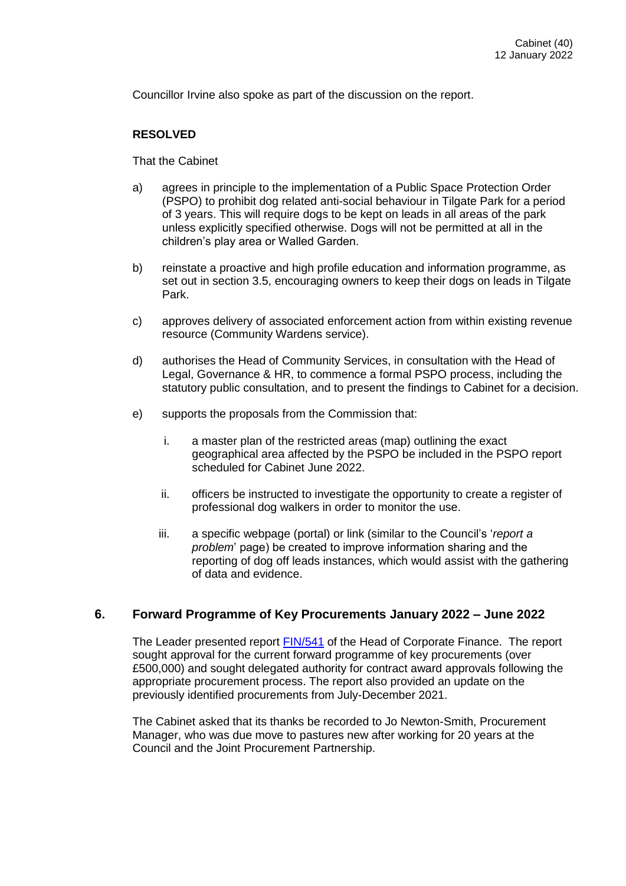Councillor Irvine also spoke as part of the discussion on the report.

**RESOLVED**

That the Cabinet

a) agrees in principle to the implementation of a Public Space Protection Order (PSPO) to prohibit dog related anti-social behaviour in Tilgate Park for a period of 3 years. This will require dogs to be kept on leads in all areas of the park unless explicitly specified otherwise. Dogs will not be permitted at all in the children's play area or Walled Garden.

b) reinstate a proactive and high profile education and information programme, as set out in section 3.5, encouraging owners to keep their dogs on leads in Tilgate Park.

c) approves delivery of associated enforcement action from within existing revenue resource (Community Wardens service).

d) authorises the Head of Community Services, in consultation with the Head of Legal, Governance & HR, to commence a formal PSPO process, including the statutory public consultation, and to present the findings to Cabinet for a decision.

e) supports the proposals from the Commission that:

   i. a master plan of the restricted areas (map) outlining the exact geographical area affected by the PSPO be included in the PSPO report scheduled for Cabinet June 2022.

   ii. officers be instructed to investigate the opportunity to create a register of professional dog walkers in order to monitor the use.

   iii. a specific webpage (portal) or link (similar to the Council's '*report a problem*' page) be created to improve information sharing and the reporting of dog off leads instances, which would assist with the gathering of data and evidence.

## 6. Forward Programme of Key Procurements January 2022 – June 2022

The Leader presented report FIN/541 of the Head of Corporate Finance. The report sought approval for the current forward programme of key procurements (over £500,000) and sought delegated authority for contract award approvals following the appropriate procurement process. The report also provided an update on the previously identified procurements from July-December 2021.

The Cabinet asked that its thanks be recorded to Jo Newton-Smith, Procurement Manager, who was due move to pastures new after working for 20 years at the Council and the Joint Procurement Partnership.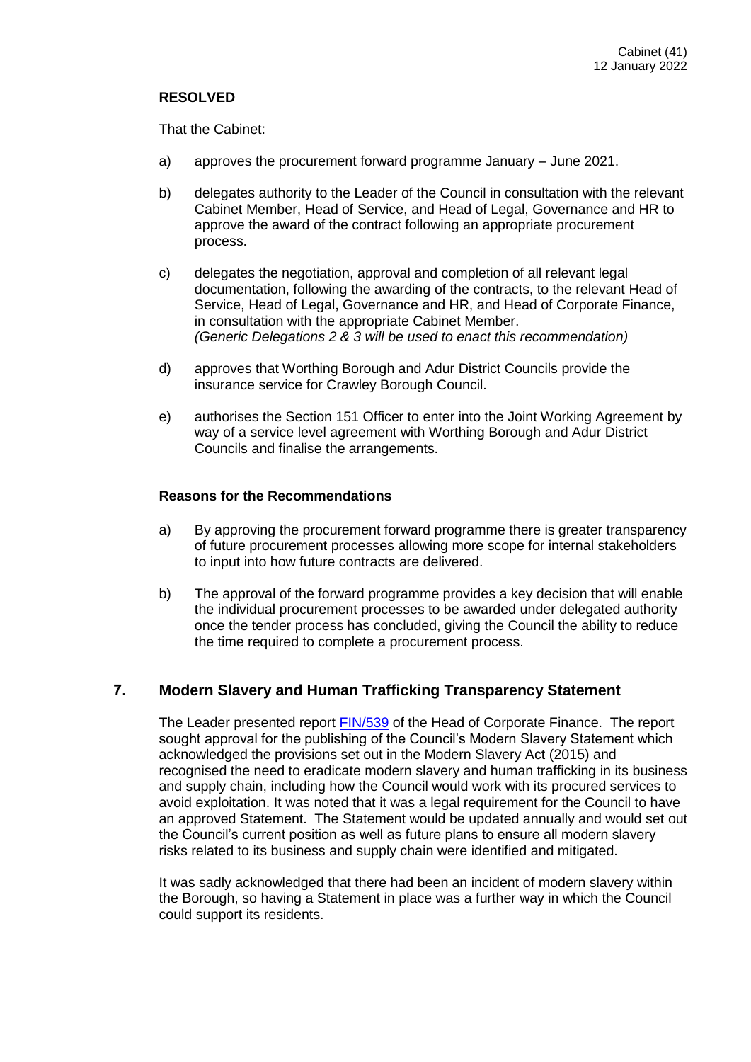**RESOLVED**

That the Cabinet:

a) approves the procurement forward programme January – June 2021.

b) delegates authority to the Leader of the Council in consultation with the relevant Cabinet Member, Head of Service, and Head of Legal, Governance and HR to approve the award of the contract following an appropriate procurement process.

c) delegates the negotiation, approval and completion of all relevant legal documentation, following the awarding of the contracts, to the relevant Head of Service, Head of Legal, Governance and HR, and Head of Corporate Finance, in consultation with the appropriate Cabinet Member.
*(Generic Delegations 2 & 3 will be used to enact this recommendation)*

d) approves that Worthing Borough and Adur District Councils provide the insurance service for Crawley Borough Council.

e) authorises the Section 151 Officer to enter into the Joint Working Agreement by way of a service level agreement with Worthing Borough and Adur District Councils and finalise the arrangements.

**Reasons for the Recommendations**

a) By approving the procurement forward programme there is greater transparency of future procurement processes allowing more scope for internal stakeholders to input into how future contracts are delivered.

b) The approval of the forward programme provides a key decision that will enable the individual procurement processes to be awarded under delegated authority once the tender process has concluded, giving the Council the ability to reduce the time required to complete a procurement process.

## 7. Modern Slavery and Human Trafficking Transparency Statement

The Leader presented report FIN/539 of the Head of Corporate Finance. The report sought approval for the publishing of the Council's Modern Slavery Statement which acknowledged the provisions set out in the Modern Slavery Act (2015) and recognised the need to eradicate modern slavery and human trafficking in its business and supply chain, including how the Council would work with its procured services to avoid exploitation. It was noted that it was a legal requirement for the Council to have an approved Statement. The Statement would be updated annually and would set out the Council's current position as well as future plans to ensure all modern slavery risks related to its business and supply chain were identified and mitigated.

It was sadly acknowledged that there had been an incident of modern slavery within the Borough, so having a Statement in place was a further way in which the Council could support its residents.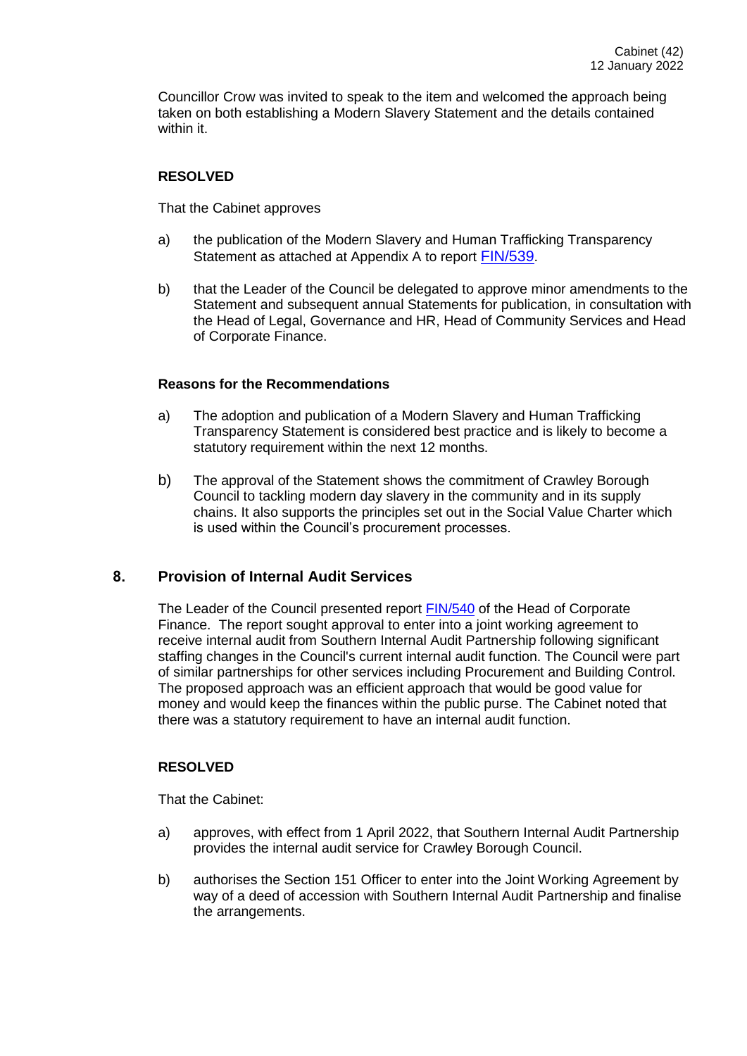Councillor Crow was invited to speak to the item and welcomed the approach being taken on both establishing a Modern Slavery Statement and the details contained within it.

**RESOLVED**

That the Cabinet approves

a) the publication of the Modern Slavery and Human Trafficking Transparency Statement as attached at Appendix A to report FIN/539.

b) that the Leader of the Council be delegated to approve minor amendments to the Statement and subsequent annual Statements for publication, in consultation with the Head of Legal, Governance and HR, Head of Community Services and Head of Corporate Finance.

**Reasons for the Recommendations**

a) The adoption and publication of a Modern Slavery and Human Trafficking Transparency Statement is considered best practice and is likely to become a statutory requirement within the next 12 months.

b) The approval of the Statement shows the commitment of Crawley Borough Council to tackling modern day slavery in the community and in its supply chains. It also supports the principles set out in the Social Value Charter which is used within the Council's procurement processes.

## 8. Provision of Internal Audit Services

The Leader of the Council presented report FIN/540 of the Head of Corporate Finance. The report sought approval to enter into a joint working agreement to receive internal audit from Southern Internal Audit Partnership following significant staffing changes in the Council's current internal audit function. The Council were part of similar partnerships for other services including Procurement and Building Control. The proposed approach was an efficient approach that would be good value for money and would keep the finances within the public purse. The Cabinet noted that there was a statutory requirement to have an internal audit function.

**RESOLVED**

That the Cabinet:

a) approves, with effect from 1 April 2022, that Southern Internal Audit Partnership provides the internal audit service for Crawley Borough Council.

b) authorises the Section 151 Officer to enter into the Joint Working Agreement by way of a deed of accession with Southern Internal Audit Partnership and finalise the arrangements.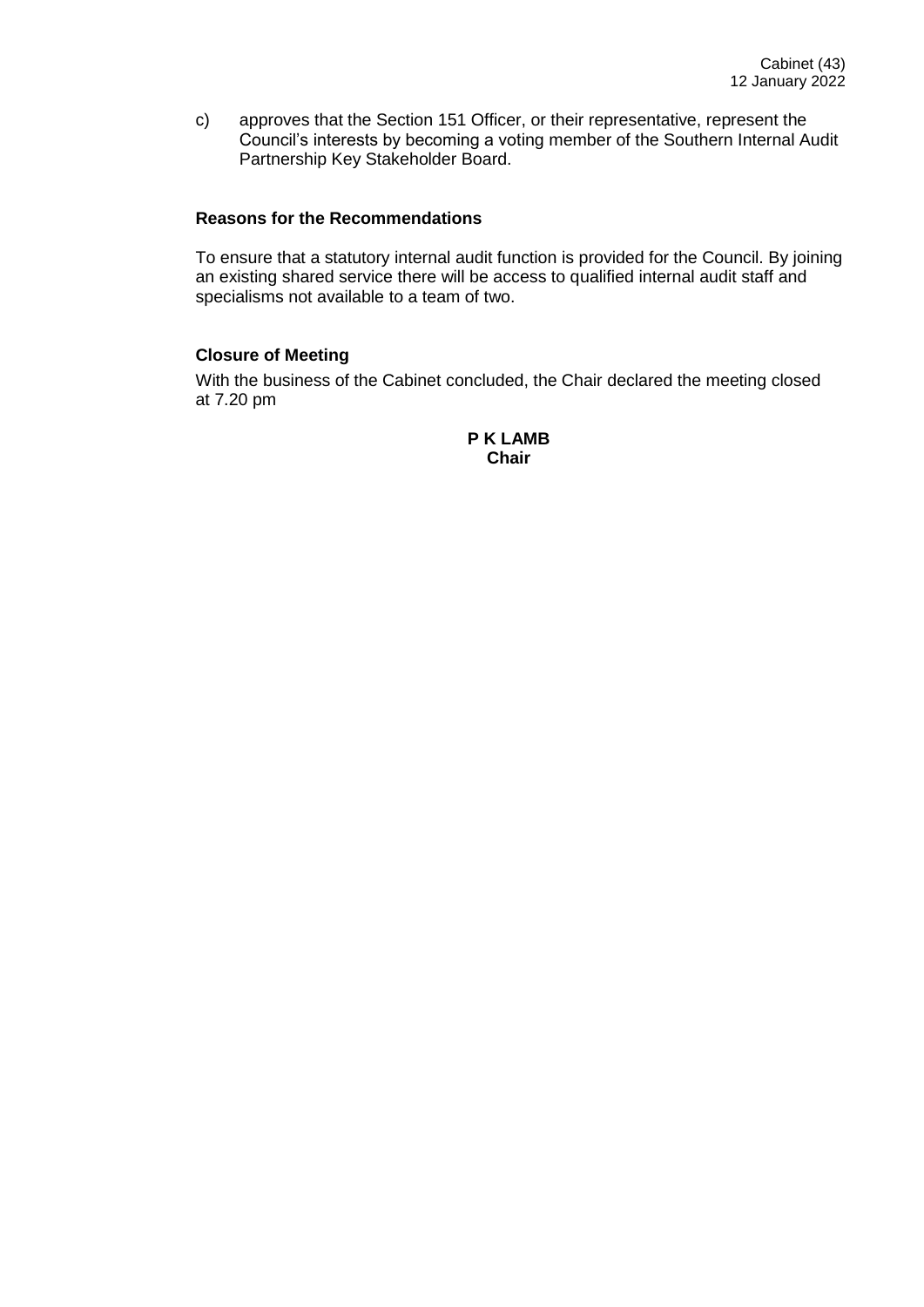c) approves that the Section 151 Officer, or their representative, represent the Council's interests by becoming a voting member of the Southern Internal Audit Partnership Key Stakeholder Board.

**Reasons for the Recommendations**

To ensure that a statutory internal audit function is provided for the Council. By joining an existing shared service there will be access to qualified internal audit staff and specialisms not available to a team of two.

**Closure of Meeting**

With the business of the Cabinet concluded, the Chair declared the meeting closed at 7.20 pm

**P K LAMB**
**Chair**